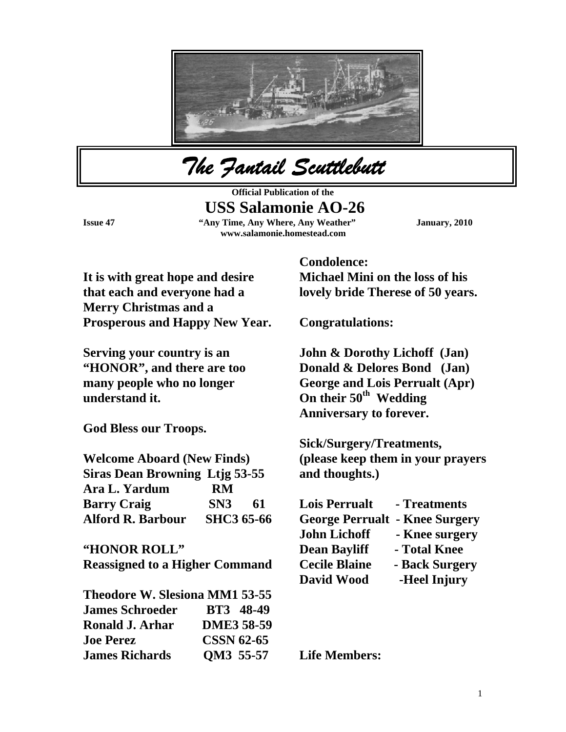# The Fantail Scuttlebutt

**Official Publication of the**

## USS Salamonie AO-26

**Issue 47** — **"Any Time, Any Where, Any Weather"** — **January, 2010**

**www.salamonie.homestead.com**

**It is with great hope and desire that each and everyone had a Merry Christmas and a Prosperous and Happy New Year.**

**Serving your country is an "HONOR", and there are too many people who no longer understand it.**

**God Bless our Troops.**

**Welcome Aboard (New Finds)**

| | | |
|---|---|---|
| **Siras Dean Browning** | **Ltjg** | **53-55** |
| **Ara L. Yardum** | **RM** | |
| **Barry Craig** | **SN3** | **61** |
| **Alford R. Barbour** | **SHC3** | **65-66** |

**"HONOR ROLL"**
**Reassigned to a Higher Command**

| | | |
|---|---|---|
| **Theodore W. Slesiona** | **MM1** | **53-55** |
| **James Schroeder** | **BT3** | **48-49** |
| **Ronald J. Arhar** | **DME3** | **58-59** |
| **Joe Perez** | **CSSN** | **62-65** |
| **James Richards** | **QM3** | **55-57** |

**Condolence:**
**Michael Mini on the loss of his lovely bride Therese of 50 years.**

**Congratulations:**

**John & Dorothy Lichoff (Jan)**
**Donald & Delores Bond (Jan)**
**George and Lois Perrualt (Apr)**
**On their 50th Wedding Anniversary to forever.**

**Sick/Surgery/Treatments, (please keep them in your prayers and thoughts.)**

| | |
|---|---|
| **Lois Perrualt** | **- Treatments** |
| **George Perrualt** | **- Knee Surgery** |
| **John Lichoff** | **- Knee surgery** |
| **Dean Bayliff** | **- Total Knee** |
| **Cecile Blaine** | **- Back Surgery** |
| **David Wood** | **-Heel Injury** |

**Life Members:**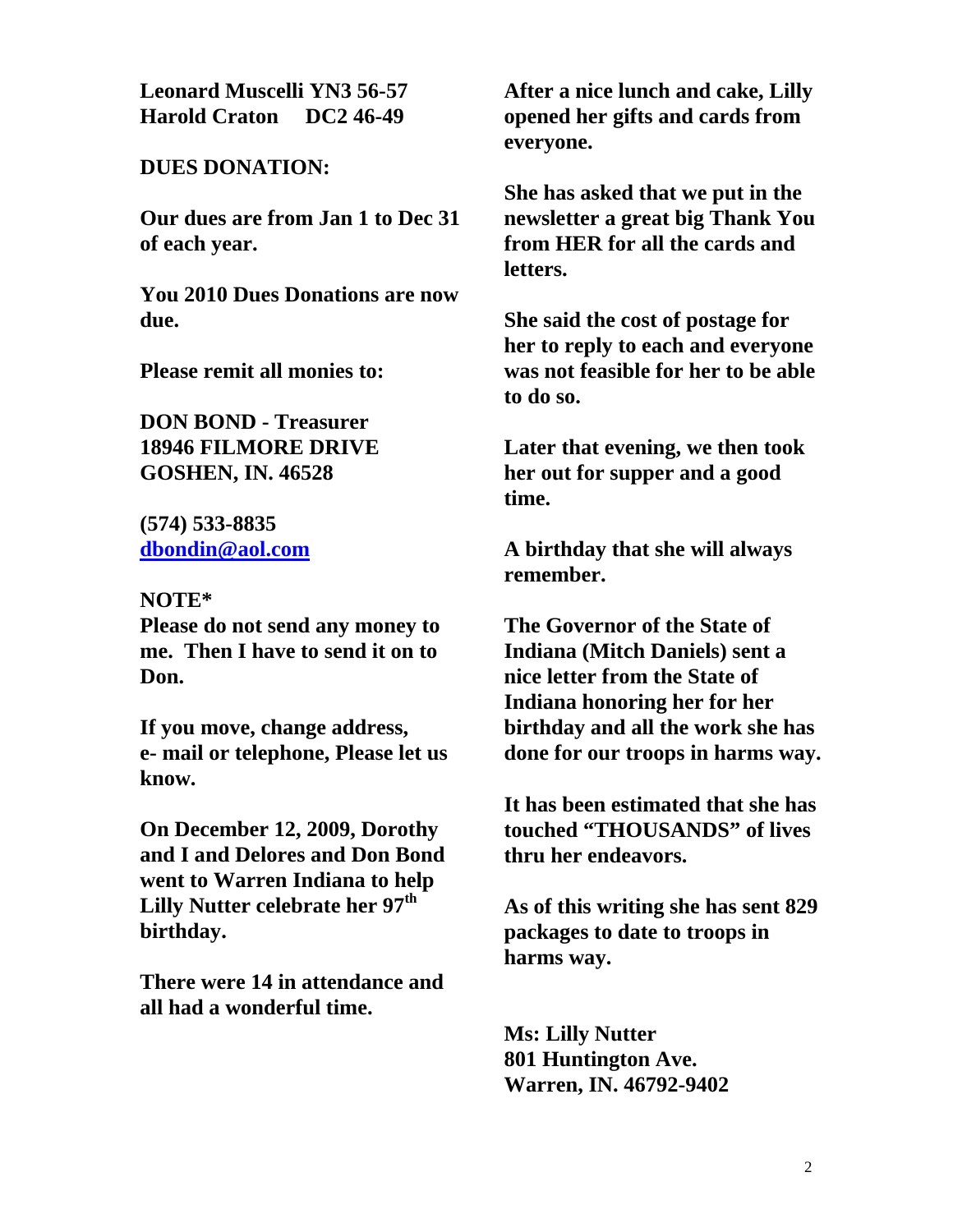**Leonard Muscelli YN3 56-57**
**Harold Craton DC2 46-49**

**DUES DONATION:**

**Our dues are from Jan 1 to Dec 31 of each year.**

**You 2010 Dues Donations are now due.**

**Please remit all monies to:**

**DON BOND - Treasurer**
**18946 FILMORE DRIVE**
**GOSHEN, IN. 46528**

**(574) 533-8835**
**[dbondin@aol.com](mailto:dbondin@aol.com)**

**NOTE***
**Please do not send any money to me. Then I have to send it on to Don.**

**If you move, change address, e- mail or telephone, Please let us know.**

**On December 12, 2009, Dorothy and I and Delores and Don Bond went to Warren Indiana to help Lilly Nutter celebrate her 97th birthday.**

**There were 14 in attendance and all had a wonderful time.**

**After a nice lunch and cake, Lilly opened her gifts and cards from everyone.**

**She has asked that we put in the newsletter a great big Thank You from HER for all the cards and letters.**

**She said the cost of postage for her to reply to each and everyone was not feasible for her to be able to do so.**

**Later that evening, we then took her out for supper and a good time.**

**A birthday that she will always remember.**

**The Governor of the State of Indiana (Mitch Daniels) sent a nice letter from the State of Indiana honoring her for her birthday and all the work she has done for our troops in harms way.**

**It has been estimated that she has touched "THOUSANDS" of lives thru her endeavors.**

**As of this writing she has sent 829 packages to date to troops in harms way.**

**Ms: Lilly Nutter**
**801 Huntington Ave.**
**Warren, IN. 46792-9402**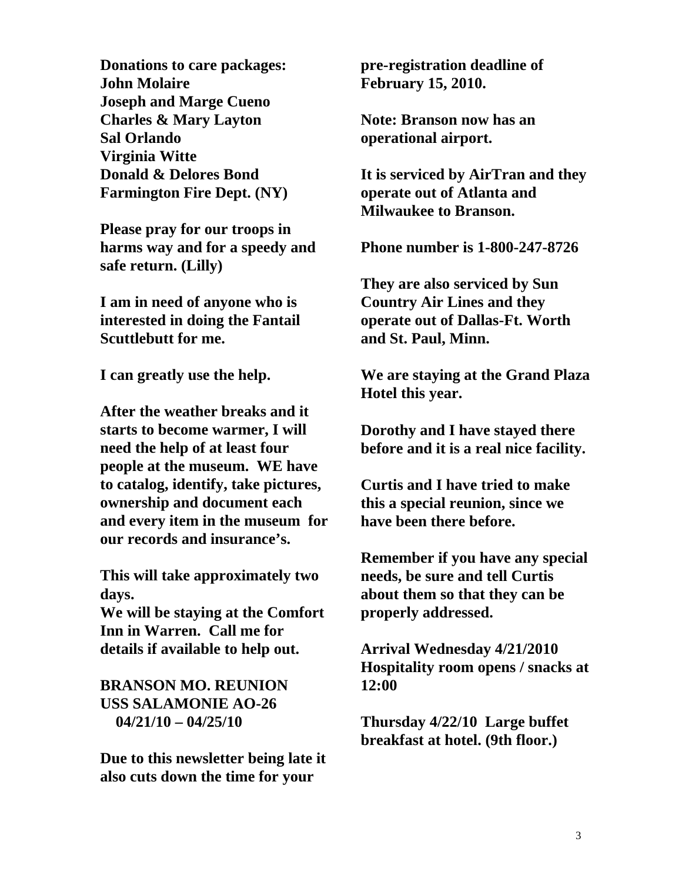**Donations to care packages:**
**John Molaire**
**Joseph and Marge Cueno**
**Charles & Mary Layton**
**Sal Orlando**
**Virginia Witte**
**Donald & Delores Bond**
**Farmington Fire Dept. (NY)**

**Please pray for our troops in harms way and for a speedy and safe return. (Lilly)**

**I am in need of anyone who is interested in doing the Fantail Scuttlebutt for me.**

**I can greatly use the help.**

**After the weather breaks and it starts to become warmer, I will need the help of at least four people at the museum. WE have to catalog, identify, take pictures, ownership and document each and every item in the museum for our records and insurance's.**

**This will take approximately two days.**
**We will be staying at the Comfort Inn in Warren. Call me for details if available to help out.**

**BRANSON MO. REUNION**
**USS SALAMONIE AO-26**
**04/21/10 – 04/25/10**

**Due to this newsletter being late it also cuts down the time for your pre-registration deadline of February 15, 2010.**

**Note: Branson now has an operational airport.**

**It is serviced by AirTran and they operate out of Atlanta and Milwaukee to Branson.**

**Phone number is 1-800-247-8726**

**They are also serviced by Sun Country Air Lines and they operate out of Dallas-Ft. Worth and St. Paul, Minn.**

**We are staying at the Grand Plaza Hotel this year.**

**Dorothy and I have stayed there before and it is a real nice facility.**

**Curtis and I have tried to make this a special reunion, since we have been there before.**

**Remember if you have any special needs, be sure and tell Curtis about them so that they can be properly addressed.**

**Arrival Wednesday 4/21/2010**
**Hospitality room opens / snacks at 12:00**

**Thursday 4/22/10 Large buffet breakfast at hotel. (9th floor.)**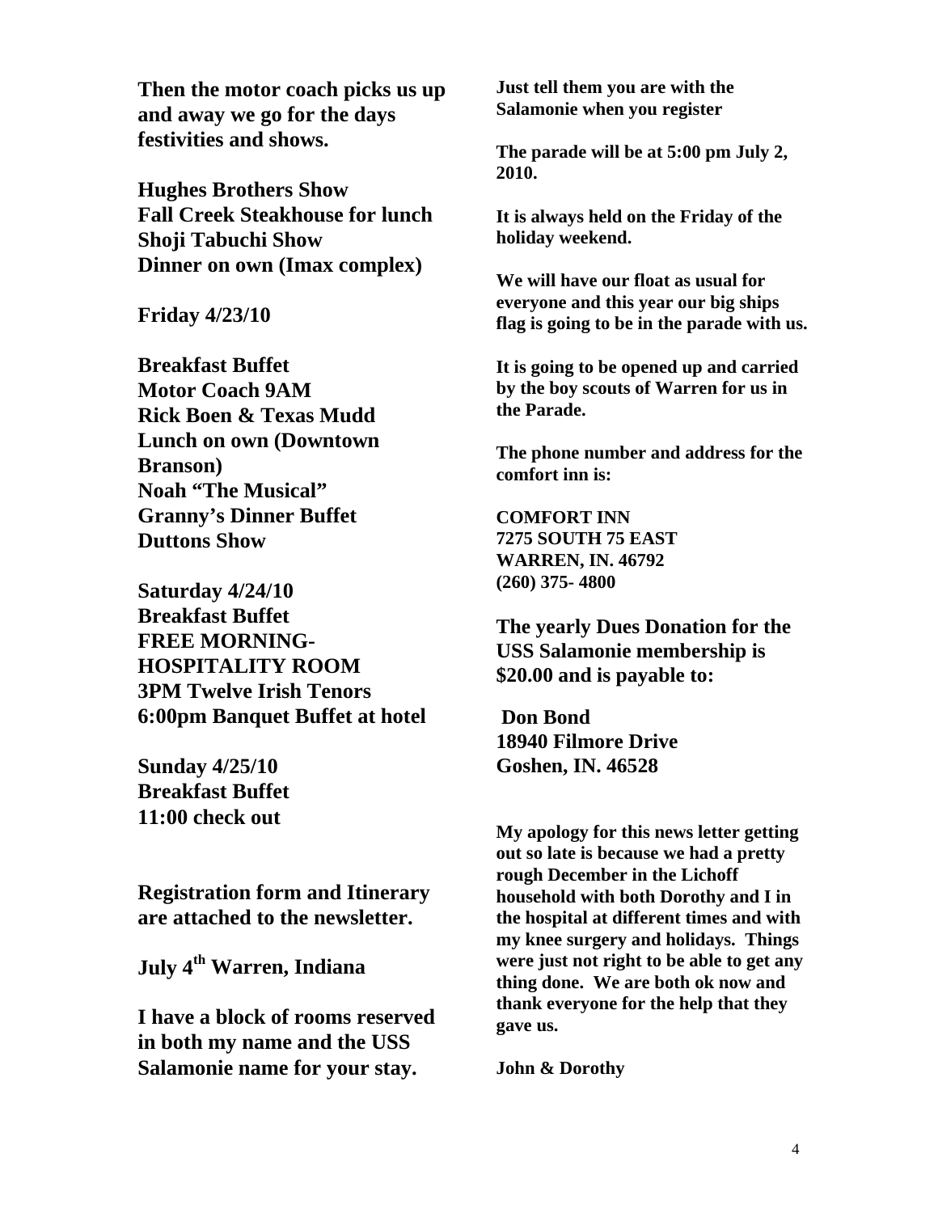**Then the motor coach picks us up and away we go for the days festivities and shows.**

**Hughes Brothers Show**
**Fall Creek Steakhouse for lunch**
**Shoji Tabuchi Show**
**Dinner on own (Imax complex)**

**Friday 4/23/10**

**Breakfast Buffet**
**Motor Coach 9AM**
**Rick Boen & Texas Mudd**
**Lunch on own (Downtown Branson)**
**Noah "The Musical"**
**Granny's Dinner Buffet**
**Duttons Show**

**Saturday 4/24/10**
**Breakfast Buffet**
**FREE MORNING-HOSPITALITY ROOM**
**3PM Twelve Irish Tenors**
**6:00pm Banquet Buffet at hotel**

**Sunday 4/25/10**
**Breakfast Buffet**
**11:00 check out**

**Registration form and Itinerary are attached to the newsletter.**

**July 4th Warren, Indiana**

**I have a block of rooms reserved in both my name and the USS Salamonie name for your stay.**

**Just tell them you are with the Salamonie when you register**

**The parade will be at 5:00 pm July 2, 2010.**

**It is always held on the Friday of the holiday weekend.**

**We will have our float as usual for everyone and this year our big ships flag is going to be in the parade with us.**

**It is going to be opened up and carried by the boy scouts of Warren for us in the Parade.**

**The phone number and address for the comfort inn is:**

**COMFORT INN**
**7275 SOUTH 75 EAST**
**WARREN, IN. 46792**
**(260) 375- 4800**

**The yearly Dues Donation for the USS Salamonie membership is $20.00 and is payable to:**

**Don Bond**
**18940 Filmore Drive**
**Goshen, IN. 46528**

**My apology for this news letter getting out so late is because we had a pretty rough December in the Lichoff household with both Dorothy and I in the hospital at different times and with my knee surgery and holidays. Things were just not right to be able to get any thing done. We are both ok now and thank everyone for the help that they gave us.**

**John & Dorothy**